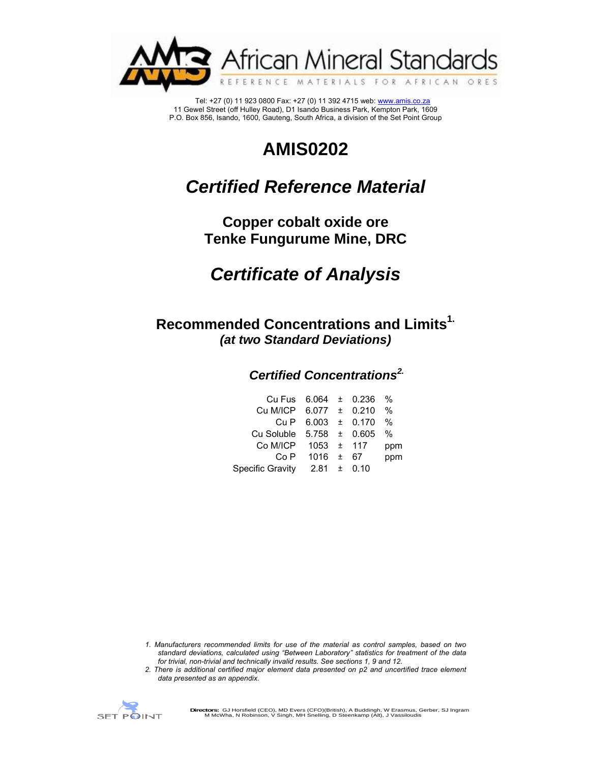African Mineral Standards

REFERENCE MATERIALS FOR AFRICAN ORES

Tel: +27 (0) 11 923 0800 Fax: +27 (0) 11 392 4715 web: www.amis.co.za
11 Gewel Street (off Hulley Road), D1 Isando Business Park, Kempton Park, 1609
P.O. Box 856, Isando, 1600, Gauteng, South Africa, a division of the Set Point Group

# AMIS0202

## *Certified Reference Material*

### Copper cobalt oxide ore
### Tenke Fungurume Mine, DRC

## *Certificate of Analysis*

### Recommended Concentrations and Limits[1.]
### *(at two Standard Deviations)*

### *Certified Concentrations[2.]*

| | | | | |
|---|---|---|---|---|
| Cu Fus | 6.064 | ± | 0.236 | % |
| Cu M/ICP | 6.077 | ± | 0.210 | % |
| Cu P | 6.003 | ± | 0.170 | % |
| Cu Soluble | 5.758 | ± | 0.605 | % |
| Co M/ICP | 1053 | ± | 117 | ppm |
| Co P | 1016 | ± | 67 | ppm |
| Specific Gravity | 2.81 | ± | 0.10 | |

1. *Manufacturers recommended limits for use of the material as control samples, based on two standard deviations, calculated using "Between Laboratory" statistics for treatment of the data for trivial, non-trivial and technically invalid results. See sections 1, 9 and 12.*
2. *There is additional certified major element data presented on p2 and uncertified trace element data presented as an appendix.*

SET POINT

**Directors:** GJ Horsfield (CEO), MD Evers (CFO)(British), A Buddingh, W Erasmus, Gerber, SJ Ingram M McWha, N Robinson, V Singh, MH Snelling, D Steenkamp (Alt), J Vassiloudis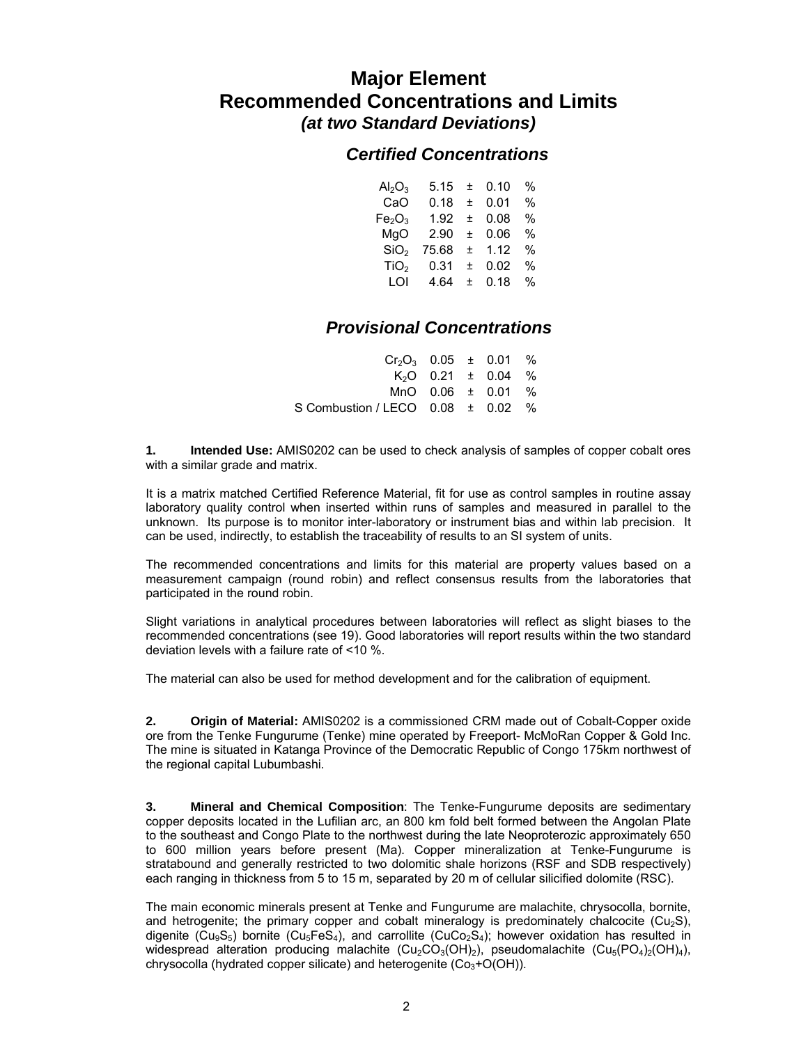# Major Element Recommended Concentrations and Limits

## *(at two Standard Deviations)*

### *Certified Concentrations*

| | | | | |
|---|---|---|---|---|
| $Al_2O_3$ | 5.15 | ± | 0.10 | % |
| CaO | 0.18 | ± | 0.01 | % |
| $Fe_2O_3$ | 1.92 | ± | 0.08 | % |
| MgO | 2.90 | ± | 0.06 | % |
| $SiO_2$ | 75.68 | ± | 1.12 | % |
| $TiO_2$ | 0.31 | ± | 0.02 | % |
| LOI | 4.64 | ± | 0.18 | % |

### *Provisional Concentrations*

| | | | | |
|---|---|---|---|---|
| $Cr_2O_3$ | 0.05 | ± | 0.01 | % |
| $K_2O$ | 0.21 | ± | 0.04 | % |
| MnO | 0.06 | ± | 0.01 | % |
| S Combustion / LECO | 0.08 | ± | 0.02 | % |

**1. Intended Use:** AMIS0202 can be used to check analysis of samples of copper cobalt ores with a similar grade and matrix.

It is a matrix matched Certified Reference Material, fit for use as control samples in routine assay laboratory quality control when inserted within runs of samples and measured in parallel to the unknown. Its purpose is to monitor inter-laboratory or instrument bias and within lab precision. It can be used, indirectly, to establish the traceability of results to an SI system of units.

The recommended concentrations and limits for this material are property values based on a measurement campaign (round robin) and reflect consensus results from the laboratories that participated in the round robin.

Slight variations in analytical procedures between laboratories will reflect as slight biases to the recommended concentrations (see 19). Good laboratories will report results within the two standard deviation levels with a failure rate of <10 %.

The material can also be used for method development and for the calibration of equipment.

**2. Origin of Material:** AMIS0202 is a commissioned CRM made out of Cobalt-Copper oxide ore from the Tenke Fungurume (Tenke) mine operated by Freeport- McMoRan Copper & Gold Inc. The mine is situated in Katanga Province of the Democratic Republic of Congo 175km northwest of the regional capital Lubumbashi.

**3. Mineral and Chemical Composition**: The Tenke-Fungurume deposits are sedimentary copper deposits located in the Lufilian arc, an 800 km fold belt formed between the Angolan Plate to the southeast and Congo Plate to the northwest during the late Neoproterozic approximately 650 to 600 million years before present (Ma). Copper mineralization at Tenke-Fungurume is stratabound and generally restricted to two dolomitic shale horizons (RSF and SDB respectively) each ranging in thickness from 5 to 15 m, separated by 20 m of cellular silicified dolomite (RSC).

The main economic minerals present at Tenke and Fungurume are malachite, chrysocolla, bornite, and hetrogenite; the primary copper and cobalt mineralogy is predominately chalcocite ($Cu_2S$), digenite ($Cu_9S_5$) bornite ($Cu_5FeS_4$), and carrollite ($CuCo_2S_4$); however oxidation has resulted in widespread alteration producing malachite ($Cu_2CO_3(OH)_2$), pseudomalachite ($Cu_5(PO_4)_2(OH)_4$), chrysocolla (hydrated copper silicate) and heterogenite ($Co_3$+O(OH)).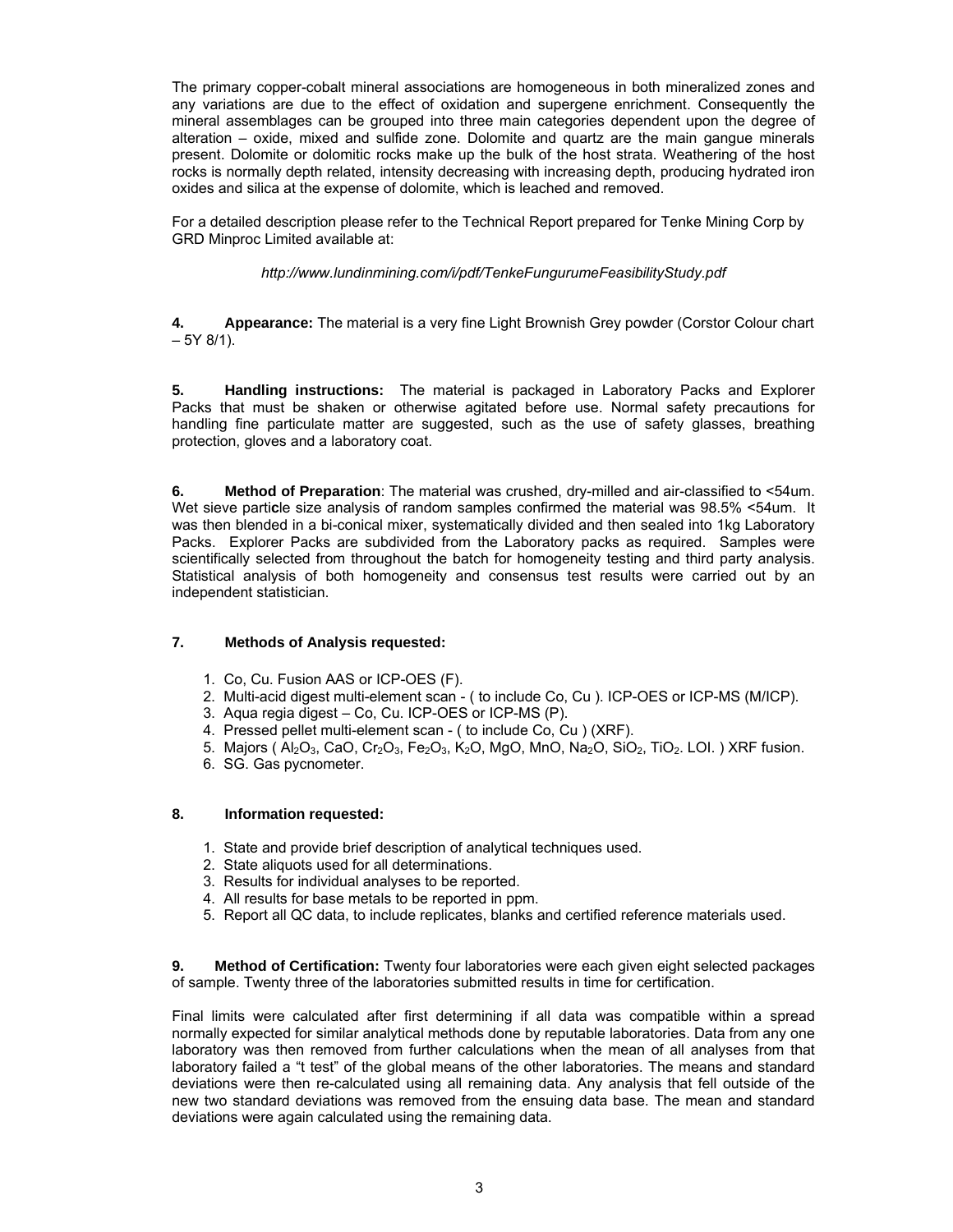The primary copper-cobalt mineral associations are homogeneous in both mineralized zones and any variations are due to the effect of oxidation and supergene enrichment. Consequently the mineral assemblages can be grouped into three main categories dependent upon the degree of alteration – oxide, mixed and sulfide zone. Dolomite and quartz are the main gangue minerals present. Dolomite or dolomitic rocks make up the bulk of the host strata. Weathering of the host rocks is normally depth related, intensity decreasing with increasing depth, producing hydrated iron oxides and silica at the expense of dolomite, which is leached and removed.

For a detailed description please refer to the Technical Report prepared for Tenke Mining Corp by GRD Minproc Limited available at:

*http://www.lundinmining.com/i/pdf/TenkeFungurumeFeasibilityStudy.pdf*

**4. Appearance:** The material is a very fine Light Brownish Grey powder (Corstor Colour chart – 5Y 8/1).

**5. Handling instructions:** The material is packaged in Laboratory Packs and Explorer Packs that must be shaken or otherwise agitated before use. Normal safety precautions for handling fine particulate matter are suggested, such as the use of safety glasses, breathing protection, gloves and a laboratory coat.

**6. Method of Preparation**: The material was crushed, dry-milled and air-classified to <54um. Wet sieve particle size analysis of random samples confirmed the material was 98.5% <54um. It was then blended in a bi-conical mixer, systematically divided and then sealed into 1kg Laboratory Packs. Explorer Packs are subdivided from the Laboratory packs as required. Samples were scientifically selected from throughout the batch for homogeneity testing and third party analysis. Statistical analysis of both homogeneity and consensus test results were carried out by an independent statistician.

**7. Methods of Analysis requested:**

1. Co, Cu. Fusion AAS or ICP-OES (F).
2. Multi-acid digest multi-element scan - ( to include Co, Cu ). ICP-OES or ICP-MS (M/ICP).
3. Aqua regia digest – Co, Cu. ICP-OES or ICP-MS (P).
4. Pressed pellet multi-element scan - ( to include Co, Cu ) (XRF).
5. Majors ( $Al_2O_3$, $CaO$, $Cr_2O_3$, $Fe_2O_3$, $K_2O$, $MgO$, $MnO$, $Na_2O$, $SiO_2$, $TiO_2$. LOI. ) XRF fusion.
6. SG. Gas pycnometer.

**8. Information requested:**

1. State and provide brief description of analytical techniques used.
2. State aliquots used for all determinations.
3. Results for individual analyses to be reported.
4. All results for base metals to be reported in ppm.
5. Report all QC data, to include replicates, blanks and certified reference materials used.

**9. Method of Certification:** Twenty four laboratories were each given eight selected packages of sample. Twenty three of the laboratories submitted results in time for certification.

Final limits were calculated after first determining if all data was compatible within a spread normally expected for similar analytical methods done by reputable laboratories. Data from any one laboratory was then removed from further calculations when the mean of all analyses from that laboratory failed a "t test" of the global means of the other laboratories. The means and standard deviations were then re-calculated using all remaining data. Any analysis that fell outside of the new two standard deviations was removed from the ensuing data base. The mean and standard deviations were again calculated using the remaining data.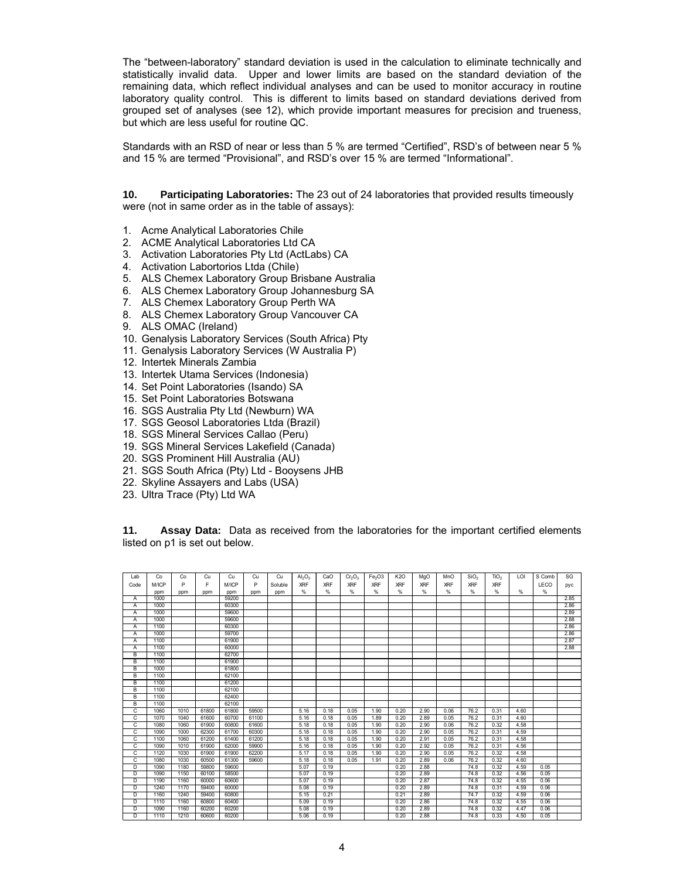The "between-laboratory" standard deviation is used in the calculation to eliminate technically and statistically invalid data. Upper and lower limits are based on the standard deviation of the remaining data, which reflect individual analyses and can be used to monitor accuracy in routine laboratory quality control. This is different to limits based on standard deviations derived from grouped set of analyses (see 12), which provide important measures for precision and trueness, but which are less useful for routine QC.

Standards with an RSD of near or less than 5 % are termed "Certified", RSD's of between near 5 % and 15 % are termed "Provisional", and RSD's over 15 % are termed "Informational".

**10. Participating Laboratories:** The 23 out of 24 laboratories that provided results timeously were (not in same order as in the table of assays):

1. Acme Analytical Laboratories Chile
2. ACME Analytical Laboratories Ltd CA
3. Activation Laboratories Pty Ltd (ActLabs) CA
4. Activation Labortorios Ltda (Chile)
5. ALS Chemex Laboratory Group Brisbane Australia
6. ALS Chemex Laboratory Group Johannesburg SA
7. ALS Chemex Laboratory Group Perth WA
8. ALS Chemex Laboratory Group Vancouver CA
9. ALS OMAC (Ireland)
10. Genalysis Laboratory Services (South Africa) Pty
11. Genalysis Laboratory Services (W Australia P)
12. Intertek Minerals Zambia
13. Intertek Utama Services (Indonesia)
14. Set Point Laboratories (Isando) SA
15. Set Point Laboratories Botswana
16. SGS Australia Pty Ltd (Newburn) WA
17. SGS Geosol Laboratories Ltda (Brazil)
18. SGS Mineral Services Callao (Peru)
19. SGS Mineral Services Lakefield (Canada)
20. SGS Prominent Hill Australia (AU)
21. SGS South Africa (Pty) Ltd - Booysens JHB
22. Skyline Assayers and Labs (USA)
23. Ultra Trace (Pty) Ltd WA

**11. Assay Data:** Data as received from the laboratories for the important certified elements listed on p1 is set out below.

| Lab | Co | Co | Cu | Cu | Cu | Cu | $Al_2O_3$ | CaO | $Cr_2O_3$ | $Fe_2O_3$ | K2O | MgO | MnO | $SiO_2$ | $TiO_2$ | LOI | S Comb | SG |
|---|---|---|---|---|---|---|---|---|---|---|---|---|---|---|---|---|---|---|
| Code | M/ICP | P | F | M/ICP | P | Soluble | XRF | XRF | XRF | XRF | XRF | XRF | XRF | XRF | XRF | | LECO | pyc |
| | ppm | ppm | ppm | ppm | ppm | ppm | % | % | % | % | % | % | % | % | % | % | % | |
| A | 1000 | | | 59200 | | | | | | | | | | | | | | 2.85 |
| A | 1000 | | | 60300 | | | | | | | | | | | | | | 2.86 |
| A | 1000 | | | 59600 | | | | | | | | | | | | | | 2.89 |
| A | 1000 | | | 59600 | | | | | | | | | | | | | | 2.88 |
| A | 1100 | | | 60300 | | | | | | | | | | | | | | 2.86 |
| A | 1000 | | | 59700 | | | | | | | | | | | | | | 2.86 |
| A | 1100 | | | 61900 | | | | | | | | | | | | | | 2.87 |
| A | 1100 | | | 60000 | | | | | | | | | | | | | | 2.88 |
| B | 1100 | | | 62700 | | | | | | | | | | | | | | |
| B | 1100 | | | 61900 | | | | | | | | | | | | | | |
| B | 1000 | | | 61800 | | | | | | | | | | | | | | |
| B | 1100 | | | 62100 | | | | | | | | | | | | | | |
| B | 1100 | | | 61200 | | | | | | | | | | | | | | |
| B | 1100 | | | 62100 | | | | | | | | | | | | | | |
| B | 1100 | | | 62400 | | | | | | | | | | | | | | |
| B | 1100 | | | 62100 | | | | | | | | | | | | | | |
| C | 1060 | 1010 | 61800 | 61800 | 59500 | | 5.16 | 0.18 | 0.05 | 1.90 | 0.20 | 2.90 | 0.06 | 76.2 | 0.31 | 4.60 | | |
| C | 1070 | 1040 | 61600 | 60700 | 61100 | | 5.16 | 0.18 | 0.05 | 1.89 | 0.20 | 2.89 | 0.05 | 76.2 | 0.31 | 4.60 | | |
| C | 1080 | 1060 | 61900 | 60800 | 61600 | | 5.18 | 0.18 | 0.05 | 1.90 | 0.20 | 2.90 | 0.06 | 76.2 | 0.32 | 4.58 | | |
| C | 1090 | 1000 | 62300 | 61700 | 60300 | | 5.18 | 0.18 | 0.05 | 1.90 | 0.20 | 2.90 | 0.05 | 76.2 | 0.31 | 4.59 | | |
| C | 1100 | 1060 | 61200 | 61400 | 61200 | | 5.18 | 0.18 | 0.05 | 1.90 | 0.20 | 2.91 | 0.05 | 76.2 | 0.31 | 4.58 | | |
| C | 1090 | 1010 | 61900 | 62000 | 59900 | | 5.16 | 0.18 | 0.05 | 1.90 | 0.20 | 2.92 | 0.05 | 76.2 | 0.31 | 4.56 | | |
| C | 1120 | 1030 | 61900 | 61900 | 62200 | | 5.17 | 0.18 | 0.05 | 1.90 | 0.20 | 2.90 | 0.05 | 76.2 | 0.32 | 4.58 | | |
| C | 1080 | 1030 | 60500 | 61300 | 59600 | | 5.18 | 0.18 | 0.05 | 1.91 | 0.20 | 2.89 | 0.06 | 76.2 | 0.32 | 4.60 | | |
| D | 1090 | 1180 | 59800 | 59600 | | | 5.07 | 0.19 | | | 0.20 | 2.88 | | 74.8 | 0.32 | 4.59 | 0.05 | |
| D | 1090 | 1150 | 60100 | 58500 | | | 5.07 | 0.19 | | | 0.20 | 2.89 | | 74.8 | 0.32 | 4.56 | 0.05 | |
| D | 1190 | 1160 | 60000 | 60600 | | | 5.07 | 0.19 | | | 0.20 | 2.87 | | 74.8 | 0.32 | 4.55 | 0.06 | |
| D | 1240 | 1170 | 59400 | 60000 | | | 5.08 | 0.19 | | | 0.20 | 2.89 | | 74.8 | 0.31 | 4.59 | 0.06 | |
| D | 1160 | 1240 | 59400 | 60800 | | | 5.15 | 0.21 | | | 0.21 | 2.89 | | 74.7 | 0.32 | 4.59 | 0.06 | |
| D | 1110 | 1160 | 60800 | 60400 | | | 5.09 | 0.19 | | | 0.20 | 2.86 | | 74.8 | 0.32 | 4.55 | 0.06 | |
| D | 1090 | 1160 | 60200 | 60200 | | | 5.08 | 0.19 | | | 0.20 | 2.89 | | 74.8 | 0.32 | 4.47 | 0.06 | |
| D | 1110 | 1210 | 60600 | 60200 | | | 5.06 | 0.19 | | | 0.20 | 2.88 | | 74.8 | 0.33 | 4.50 | 0.05 | |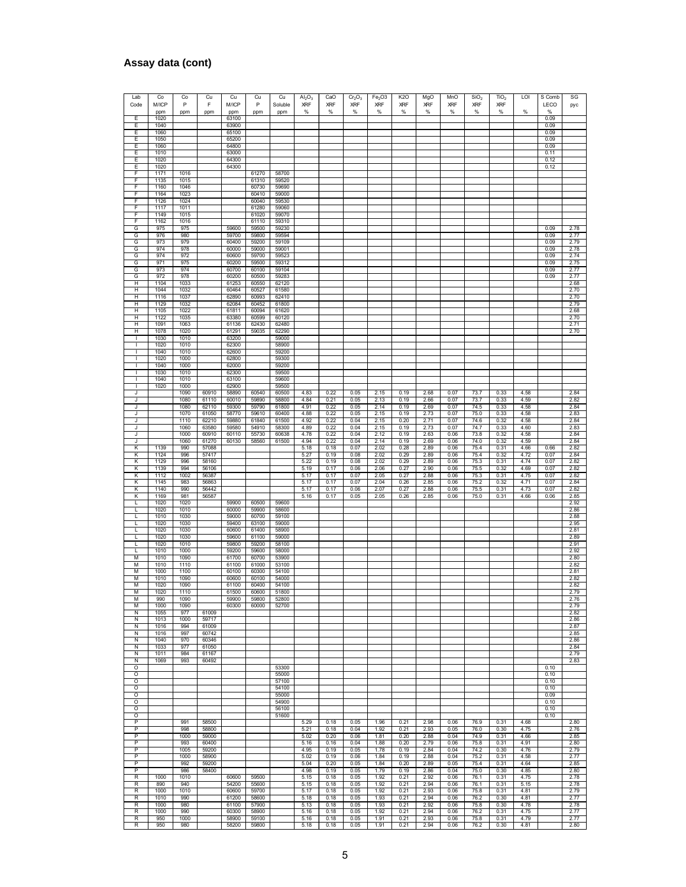## Assay data (cont)

| Lab Code | Co M/ICP ppm | Co P ppm | Cu F ppm | Cu M/ICP ppm | Cu P ppm | Cu Soluble ppm | $Al_2O_3$ XRF % | CaO XRF % | $Cr_2O_3$ XRF % | $Fe_2O_3$ XRF % | K2O XRF % | MgO XRF % | MnO XRF % | $SiO_2$ XRF % | $TiO_2$ XRF % | LOI % | S Comb LECO % | SG pyc |
|---|---|---|---|---|---|---|---|---|---|---|---|---|---|---|---|---|---|---|
| E | 1020 | | | 63100 | | | | | | | | | | | | | 0.09 | |
| E | 1040 | | | 63900 | | | | | | | | | | | | | 0.09 | |
| E | 1060 | | | 65100 | | | | | | | | | | | | | 0.09 | |
| E | 1050 | | | 65200 | | | | | | | | | | | | | 0.09 | |
| E | 1060 | | | 64800 | | | | | | | | | | | | | 0.09 | |
| E | 1010 | | | 63000 | | | | | | | | | | | | | 0.11 | |
| E | 1020 | | | 64300 | | | | | | | | | | | | | 0.12 | |
| E | 1020 | | | 64300 | | | | | | | | | | | | | 0.12 | |
| F | 1171 | 1016 | | | 61270 | 58700 | | | | | | | | | | | | |
| F | 1135 | 1015 | | | 61310 | 59520 | | | | | | | | | | | | |
| F | 1160 | 1046 | | | 60730 | 59690 | | | | | | | | | | | | |
| F | 1164 | 1023 | | | 60410 | 59000 | | | | | | | | | | | | |
| F | 1126 | 1024 | | | 60040 | 59530 | | | | | | | | | | | | |
| F | 1117 | 1011 | | | 61280 | 59060 | | | | | | | | | | | | |
| F | 1149 | 1015 | | | 61020 | 59070 | | | | | | | | | | | | |
| F | 1162 | 1016 | | | 61110 | 59310 | | | | | | | | | | | | |
| G | 975 | 975 | | 59600 | 59500 | 59230 | | | | | | | | | | | 0.09 | 2.78 |
| G | 976 | 980 | | 59700 | 59800 | 59594 | | | | | | | | | | | 0.09 | 2.77 |
| G | 973 | 979 | | 60400 | 59200 | 59109 | | | | | | | | | | | 0.09 | 2.79 |
| G | 974 | 978 | | 60000 | 59000 | 59001 | | | | | | | | | | | 0.09 | 2.78 |
| G | 974 | 972 | | 60600 | 59700 | 59523 | | | | | | | | | | | 0.09 | 2.74 |
| G | 971 | 975 | | 60200 | 59500 | 59312 | | | | | | | | | | | 0.09 | 2.75 |
| G | 973 | 974 | | 60700 | 60100 | 59104 | | | | | | | | | | | 0.09 | 2.77 |
| G | 972 | 978 | | 60200 | 60500 | 59283 | | | | | | | | | | | 0.09 | 2.77 |
| H | 1104 | 1033 | | 61253 | 60550 | 62120 | | | | | | | | | | | | 2.68 |
| H | 1044 | 1032 | | 60464 | 60527 | 61580 | | | | | | | | | | | | 2.70 |
| H | 1116 | 1037 | | 62890 | 60993 | 62410 | | | | | | | | | | | | 2.70 |
| H | 1129 | 1032 | | 62084 | 60452 | 61800 | | | | | | | | | | | | 2.79 |
| H | 1105 | 1022 | | 61811 | 60094 | 61620 | | | | | | | | | | | | 2.68 |
| H | 1122 | 1035 | | 63380 | 60599 | 60120 | | | | | | | | | | | | 2.70 |
| H | 1091 | 1063 | | 61136 | 62430 | 62480 | | | | | | | | | | | | 2.71 |
| H | 1078 | 1020 | | 61291 | 59035 | 62290 | | | | | | | | | | | | 2.70 |
| I | 1030 | 1010 | | 63200 | | 59000 | | | | | | | | | | | | |
| I | 1020 | 1010 | | 62300 | | 58900 | | | | | | | | | | | | |
| I | 1040 | 1010 | | 62600 | | 59200 | | | | | | | | | | | | |
| I | 1020 | 1000 | | 62800 | | 59300 | | | | | | | | | | | | |
| I | 1040 | 1000 | | 62000 | | 59200 | | | | | | | | | | | | |
| I | 1030 | 1010 | | 62300 | | 59500 | | | | | | | | | | | | |
| I | 1040 | 1010 | | 63100 | | 59600 | | | | | | | | | | | | |
| I | 1020 | 1000 | | 62900 | | 59500 | | | | | | | | | | | | |
| J | | 1090 | 60910 | 58890 | 60540 | 60500 | 4.83 | 0.22 | 0.05 | 2.15 | 0.19 | 2.68 | 0.07 | 73.7 | 0.33 | 4.58 | | 2.84 |
| J | | 1080 | 61110 | 60010 | 59890 | 58800 | 4.84 | 0.21 | 0.05 | 2.13 | 0.19 | 2.66 | 0.07 | 73.7 | 0.33 | 4.59 | | 2.82 |
| J | | 1080 | 62110 | 59300 | 59790 | 61800 | 4.91 | 0.22 | 0.05 | 2.14 | 0.19 | 2.69 | 0.07 | 74.5 | 0.33 | 4.58 | | 2.84 |
| J | | 1070 | 61050 | 58770 | 59610 | 60400 | 4.88 | 0.22 | 0.05 | 2.15 | 0.19 | 2.73 | 0.07 | 75.0 | 0.33 | 4.58 | | 2.83 |
| J | | 1110 | 62210 | 59880 | 61840 | 61500 | 4.92 | 0.22 | 0.04 | 2.15 | 0.20 | 2.71 | 0.07 | 74.6 | 0.32 | 4.58 | | 2.84 |
| J | | 1060 | 63580 | 59580 | 54910 | 58300 | 4.89 | 0.22 | 0.04 | 2.15 | 0.19 | 2.73 | 0.07 | 74.7 | 0.33 | 4.60 | | 2.83 |
| J | | 1000 | 60910 | 60110 | 55730 | 60638 | 4.78 | 0.22 | 0.04 | 2.12 | 0.19 | 2.63 | 0.06 | 73.8 | 0.32 | 4.58 | | 2.84 |
| J | | 1060 | 61270 | 60130 | 58560 | 61500 | 4.94 | 0.22 | 0.04 | 2.14 | 0.19 | 2.69 | 0.06 | 74.0 | 0.32 | 4.59 | | 2.84 |
| K | 1139 | 990 | 57088 | | | | 5.18 | 0.18 | 0.07 | 2.02 | 0.28 | 2.89 | 0.06 | 75.4 | 0.31 | 4.66 | 0.66 | 2.82 |
| K | 1124 | 996 | 57417 | | | | 5.27 | 0.19 | 0.08 | 2.02 | 0.29 | 2.89 | 0.06 | 75.4 | 0.32 | 4.72 | 0.07 | 2.84 |
| K | 1129 | 996 | 58160 | | | | 5.22 | 0.19 | 0.08 | 2.02 | 0.29 | 2.89 | 0.06 | 75.3 | 0.31 | 4.74 | 0.07 | 2.82 |
| K | 1139 | 994 | 56106 | | | | 5.19 | 0.17 | 0.06 | 2.06 | 0.27 | 2.90 | 0.06 | 75.5 | 0.32 | 4.69 | 0.07 | 2.82 |
| K | 1112 | 1002 | 56387 | | | | 5.17 | 0.17 | 0.07 | 2.05 | 0.27 | 2.88 | 0.06 | 75.3 | 0.31 | 4.75 | 0.07 | 2.82 |
| K | 1145 | 983 | 56863 | | | | 5.17 | 0.17 | 0.07 | 2.04 | 0.26 | 2.85 | 0.06 | 75.2 | 0.32 | 4.71 | 0.07 | 2.84 |
| K | 1140 | 990 | 56442 | | | | 5.17 | 0.17 | 0.06 | 2.07 | 0.27 | 2.88 | 0.06 | 75.5 | 0.31 | 4.73 | 0.07 | 2.82 |
| K | 1169 | 981 | 56587 | | | | 5.16 | 0.17 | 0.05 | 2.05 | 0.26 | 2.85 | 0.06 | 75.0 | 0.31 | 4.66 | 0.06 | 2.85 |
| L | 1020 | 1020 | | 59900 | 60500 | 59600 | | | | | | | | | | | | 2.92 |
| L | 1020 | 1010 | | 60000 | 59900 | 58600 | | | | | | | | | | | | 2.86 |
| L | 1010 | 1030 | | 59000 | 60700 | 59100 | | | | | | | | | | | | 2.88 |
| L | 1020 | 1030 | | 59400 | 63100 | 59000 | | | | | | | | | | | | 2.95 |
| L | 1020 | 1030 | | 60600 | 61400 | 58900 | | | | | | | | | | | | 2.81 |
| L | 1020 | 1030 | | 59600 | 61100 | 59000 | | | | | | | | | | | | 2.89 |
| L | 1020 | 1010 | | 59800 | 59200 | 58100 | | | | | | | | | | | | 2.91 |
| L | 1010 | 1000 | | 59200 | 59600 | 58000 | | | | | | | | | | | | 2.92 |
| M | 1010 | 1090 | | 61700 | 60700 | 53900 | | | | | | | | | | | | 2.80 |
| M | 1010 | 1110 | | 61100 | 61000 | 53100 | | | | | | | | | | | | 2.82 |
| M | 1000 | 1100 | | 60100 | 60300 | 54100 | | | | | | | | | | | | 2.81 |
| M | 1010 | 1090 | | 60600 | 60100 | 54000 | | | | | | | | | | | | 2.82 |
| M | 1020 | 1090 | | 61100 | 60400 | 54100 | | | | | | | | | | | | 2.82 |
| M | 1020 | 1110 | | 61500 | 60600 | 51800 | | | | | | | | | | | | 2.79 |
| M | 990 | 1090 | | 59900 | 59800 | 52800 | | | | | | | | | | | | 2.76 |
| M | 1000 | 1090 | | 60300 | 60000 | 52700 | | | | | | | | | | | | 2.79 |
| N | 1055 | 977 | 61009 | | | | | | | | | | | | | | | 2.82 |
| N | 1013 | 1000 | 59717 | | | | | | | | | | | | | | | 2.86 |
| N | 1016 | 994 | 61009 | | | | | | | | | | | | | | | 2.87 |
| N | 1016 | 997 | 60742 | | | | | | | | | | | | | | | 2.85 |
| N | 1040 | 970 | 60346 | | | | | | | | | | | | | | | 2.86 |
| N | 1033 | 977 | 61050 | | | | | | | | | | | | | | | 2.84 |
| N | 1011 | 984 | 61167 | | | | | | | | | | | | | | | 2.79 |
| N | 1069 | 993 | 60492 | | | | | | | | | | | | | | | 2.83 |
| O | | | | | | 53300 | | | | | | | | | | | 0.10 | |
| O | | | | | | 55000 | | | | | | | | | | | 0.10 | |
| O | | | | | | 57100 | | | | | | | | | | | 0.10 | |
| O | | | | | | 54100 | | | | | | | | | | | 0.10 | |
| O | | | | | | 55000 | | | | | | | | | | | 0.09 | |
| O | | | | | | 54900 | | | | | | | | | | | 0.10 | |
| O | | | | | | 56100 | | | | | | | | | | | 0.10 | |
| O | | | | | | 51600 | | | | | | | | | | | 0.10 | |
| P | | 991 | 58500 | | | | 5.29 | 0.18 | 0.05 | 1.96 | 0.21 | 2.98 | 0.06 | 76.9 | 0.31 | 4.68 | | 2.80 |
| P | | 998 | 58800 | | | | 5.21 | 0.18 | 0.04 | 1.92 | 0.21 | 2.93 | 0.05 | 76.0 | 0.30 | 4.75 | | 2.76 |
| P | | 1000 | 59000 | | | | 5.02 | 0.20 | 0.06 | 1.81 | 0.20 | 2.88 | 0.04 | 74.9 | 0.31 | 4.66 | | 2.85 |
| P | | 993 | 60400 | | | | 5.16 | 0.16 | 0.04 | 1.88 | 0.20 | 2.79 | 0.06 | 75.8 | 0.31 | 4.91 | | 2.80 |
| P | | 1005 | 59200 | | | | 4.95 | 0.19 | 0.05 | 1.78 | 0.19 | 2.84 | 0.04 | 74.2 | 0.30 | 4.76 | | 2.79 |
| P | | 1000 | 58900 | | | | 5.02 | 0.19 | 0.06 | 1.84 | 0.19 | 2.88 | 0.04 | 75.2 | 0.31 | 4.58 | | 2.77 |
| P | | 992 | 59200 | | | | 5.04 | 0.20 | 0.05 | 1.84 | 0.20 | 2.89 | 0.05 | 75.4 | 0.31 | 4.64 | | 2.85 |
| P | | 986 | 58400 | | | | 4.98 | 0.19 | 0.05 | 1.79 | 0.19 | 2.86 | 0.04 | 75.0 | 0.30 | 4.85 | | 2.80 |
| R | 1000 | 1010 | | 60600 | 59500 | | 5.15 | 0.18 | 0.05 | 1.92 | 0.21 | 2.92 | 0.06 | 76.1 | 0.31 | 4.75 | | 2.78 |
| R | 890 | 940 | | 54200 | 55600 | | 5.15 | 0.18 | 0.05 | 1.92 | 0.21 | 2.94 | 0.06 | 76.1 | 0.31 | 5.15 | | 2.78 |
| R | 1000 | 1010 | | 60600 | 59700 | | 5.17 | 0.18 | 0.05 | 1.92 | 0.21 | 2.93 | 0.06 | 75.8 | 0.31 | 4.81 | | 2.79 |
| R | 1010 | 990 | | 61200 | 58600 | | 5.18 | 0.18 | 0.05 | 1.93 | 0.21 | 2.94 | 0.06 | 76.2 | 0.30 | 4.81 | | 2.77 |
| R | 1000 | 980 | | 61100 | 57900 | | 5.13 | 0.18 | 0.05 | 1.93 | 0.21 | 2.92 | 0.06 | 75.8 | 0.30 | 4.78 | | 2.78 |
| R | 1000 | 990 | | 60300 | 58900 | | 5.16 | 0.18 | 0.05 | 1.92 | 0.21 | 2.94 | 0.06 | 76.2 | 0.31 | 4.75 | | 2.77 |
| R | 950 | 1000 | | 58900 | 59100 | | 5.16 | 0.18 | 0.05 | 1.91 | 0.21 | 2.93 | 0.06 | 75.8 | 0.31 | 4.79 | | 2.77 |
| R | 950 | 980 | | 58200 | 59800 | | 5.18 | 0.18 | 0.05 | 1.91 | 0.21 | 2.94 | 0.06 | 76.2 | 0.30 | 4.81 | | 2.80 |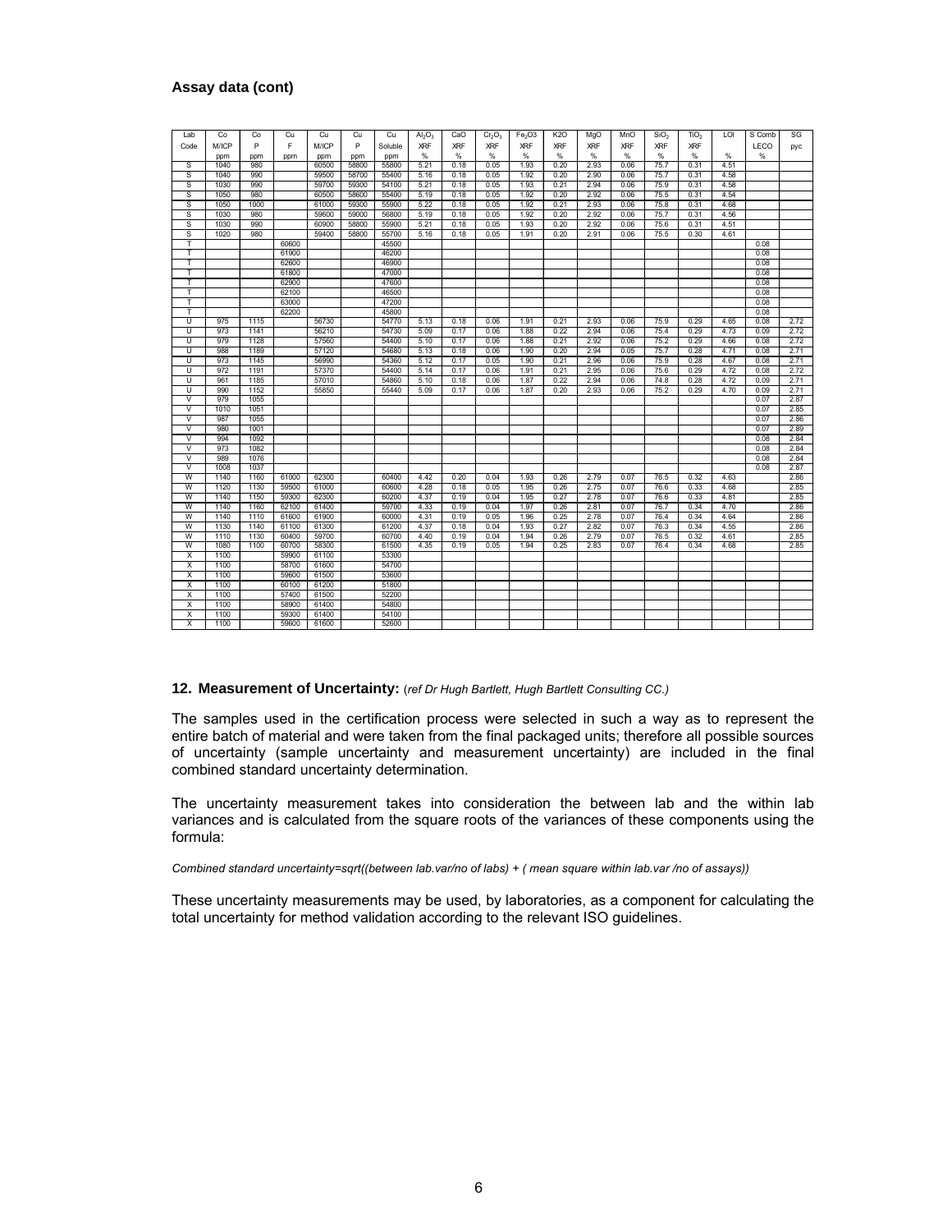### Assay data (cont)

| Lab Code | Co M/ICP ppm | Co P ppm | Cu F ppm | Cu M/ICP ppm | Cu P ppm | Cu Soluble ppm | $Al_2O_3$ XRF % | CaO XRF % | $Cr_2O_3$ XRF % | $Fe_2O_3$ XRF % | K2O XRF % | MgO XRF % | MnO XRF % | $SiO_2$ XRF % | $TiO_2$ XRF % | LOI % | S Comb LECO % | SG pyc |
|---|---|---|---|---|---|---|---|---|---|---|---|---|---|---|---|---|---|---|
| S | 1040 | 980 | | 60500 | 58800 | 55800 | 5.21 | 0.18 | 0.05 | 1.93 | 0.20 | 2.93 | 0.06 | 75.7 | 0.31 | 4.51 | | |
| S | 1040 | 990 | | 59500 | 58700 | 55400 | 5.16 | 0.18 | 0.05 | 1.92 | 0.20 | 2.90 | 0.06 | 75.7 | 0.31 | 4.58 | | |
| S | 1030 | 990 | | 59700 | 59300 | 54100 | 5.21 | 0.18 | 0.05 | 1.93 | 0.21 | 2.94 | 0.06 | 75.9 | 0.31 | 4.58 | | |
| S | 1050 | 980 | | 60500 | 58600 | 55400 | 5.19 | 0.18 | 0.05 | 1.92 | 0.20 | 2.92 | 0.06 | 75.5 | 0.31 | 4.54 | | |
| S | 1050 | 1000 | | 61000 | 59300 | 55900 | 5.22 | 0.18 | 0.05 | 1.92 | 0.21 | 2.93 | 0.06 | 75.8 | 0.31 | 4.68 | | |
| S | 1030 | 980 | | 59600 | 59000 | 56800 | 5.19 | 0.18 | 0.05 | 1.92 | 0.20 | 2.92 | 0.06 | 75.7 | 0.31 | 4.56 | | |
| S | 1030 | 990 | | 60900 | 58800 | 55900 | 5.21 | 0.18 | 0.05 | 1.93 | 0.20 | 2.92 | 0.06 | 75.6 | 0.31 | 4.51 | | |
| S | 1020 | 980 | | 59400 | 58800 | 55700 | 5.16 | 0.18 | 0.05 | 1.91 | 0.20 | 2.91 | 0.06 | 75.5 | 0.30 | 4.61 | | |
| T | | | 60600 | | | 45500 | | | | | | | | | | | 0.08 | |
| T | | | 61900 | | | 46200 | | | | | | | | | | | 0.08 | |
| T | | | 62600 | | | 46900 | | | | | | | | | | | 0.08 | |
| T | | | 61800 | | | 47000 | | | | | | | | | | | 0.08 | |
| T | | | 62900 | | | 47600 | | | | | | | | | | | 0.08 | |
| T | | | 62100 | | | 46500 | | | | | | | | | | | 0.08 | |
| T | | | 63000 | | | 47200 | | | | | | | | | | | 0.08 | |
| T | | | 62200 | | | 45800 | | | | | | | | | | | 0.08 | |
| U | 975 | 1115 | | 56730 | | 54770 | 5.13 | 0.18 | 0.06 | 1.91 | 0.21 | 2.93 | 0.06 | 75.9 | 0.29 | 4.65 | 0.08 | 2.72 |
| U | 973 | 1141 | | 56210 | | 54730 | 5.09 | 0.17 | 0.06 | 1.88 | 0.22 | 2.94 | 0.06 | 75.4 | 0.29 | 4.73 | 0.09 | 2.72 |
| U | 979 | 1128 | | 57560 | | 54400 | 5.10 | 0.17 | 0.06 | 1.88 | 0.21 | 2.92 | 0.06 | 75.2 | 0.29 | 4.66 | 0.08 | 2.72 |
| U | 988 | 1189 | | 57120 | | 54680 | 5.13 | 0.18 | 0.06 | 1.90 | 0.20 | 2.94 | 0.05 | 75.7 | 0.28 | 4.71 | 0.08 | 2.71 |
| U | 973 | 1145 | | 56990 | | 54360 | 5.12 | 0.17 | 0.05 | 1.90 | 0.21 | 2.96 | 0.06 | 75.9 | 0.28 | 4.67 | 0.08 | 2.71 |
| U | 972 | 1191 | | 57370 | | 54400 | 5.14 | 0.17 | 0.06 | 1.91 | 0.21 | 2.95 | 0.06 | 75.6 | 0.29 | 4.72 | 0.08 | 2.72 |
| U | 961 | 1185 | | 57010 | | 54860 | 5.10 | 0.18 | 0.06 | 1.87 | 0.22 | 2.94 | 0.06 | 74.8 | 0.28 | 4.72 | 0.09 | 2.71 |
| U | 990 | 1152 | | 55850 | | 55440 | 5.09 | 0.17 | 0.06 | 1.87 | 0.20 | 2.93 | 0.06 | 75.2 | 0.29 | 4.70 | 0.09 | 2.71 |
| V | 979 | 1055 | | | | | | | | | | | | | | | 0.07 | 2.87 |
| V | 1010 | 1051 | | | | | | | | | | | | | | | 0.07 | 2.85 |
| V | 987 | 1055 | | | | | | | | | | | | | | | 0.07 | 2.86 |
| V | 980 | 1001 | | | | | | | | | | | | | | | 0.07 | 2.89 |
| V | 994 | 1092 | | | | | | | | | | | | | | | 0.08 | 2.84 |
| V | 973 | 1082 | | | | | | | | | | | | | | | 0.08 | 2.84 |
| V | 989 | 1076 | | | | | | | | | | | | | | | 0.08 | 2.84 |
| V | 1008 | 1037 | | | | | | | | | | | | | | | 0.08 | 2.87 |
| W | 1140 | 1160 | 61000 | 62300 | | 60400 | 4.42 | 0.20 | 0.04 | 1.93 | 0.26 | 2.79 | 0.07 | 76.5 | 0.32 | 4.63 | | 2.86 |
| W | 1120 | 1130 | 59500 | 61000 | | 60600 | 4.28 | 0.18 | 0.05 | 1.95 | 0.26 | 2.75 | 0.07 | 76.6 | 0.33 | 4.68 | | 2.85 |
| W | 1140 | 1150 | 59300 | 62300 | | 60200 | 4.37 | 0.19 | 0.04 | 1.95 | 0.27 | 2.78 | 0.07 | 76.6 | 0.33 | 4.81 | | 2.85 |
| W | 1140 | 1160 | 62100 | 61400 | | 59700 | 4.33 | 0.19 | 0.04 | 1.97 | 0.26 | 2.81 | 0.07 | 76.7 | 0.34 | 4.70 | | 2.86 |
| W | 1140 | 1110 | 61600 | 61900 | | 60000 | 4.31 | 0.19 | 0.05 | 1.96 | 0.25 | 2.78 | 0.07 | 76.4 | 0.34 | 4.64 | | 2.86 |
| W | 1130 | 1140 | 61100 | 61300 | | 61200 | 4.37 | 0.18 | 0.04 | 1.93 | 0.27 | 2.82 | 0.07 | 76.3 | 0.34 | 4.55 | | 2.86 |
| W | 1110 | 1130 | 60400 | 59700 | | 60700 | 4.40 | 0.19 | 0.04 | 1.94 | 0.26 | 2.79 | 0.07 | 76.5 | 0.32 | 4.61 | | 2.85 |
| W | 1080 | 1100 | 60700 | 58300 | | 61500 | 4.35 | 0.19 | 0.05 | 1.94 | 0.25 | 2.83 | 0.07 | 76.4 | 0.34 | 4.68 | | 2.85 |
| X | 1100 | | 59900 | 61100 | | 53300 | | | | | | | | | | | | |
| X | 1100 | | 58700 | 61600 | | 54700 | | | | | | | | | | | | |
| X | 1100 | | 59600 | 61500 | | 53600 | | | | | | | | | | | | |
| X | 1100 | | 60100 | 61200 | | 51800 | | | | | | | | | | | | |
| X | 1100 | | 57400 | 61500 | | 52200 | | | | | | | | | | | | |
| X | 1100 | | 58900 | 61400 | | 54800 | | | | | | | | | | | | |
| X | 1100 | | 59300 | 61400 | | 54100 | | | | | | | | | | | | |
| X | 1100 | | 59600 | 61600 | | 52600 | | | | | | | | | | | | |

### 12. Measurement of Uncertainty: *(ref Dr Hugh Bartlett, Hugh Bartlett Consulting CC.)*

The samples used in the certification process were selected in such a way as to represent the entire batch of material and were taken from the final packaged units; therefore all possible sources of uncertainty (sample uncertainty and measurement uncertainty) are included in the final combined standard uncertainty determination.

The uncertainty measurement takes into consideration the between lab and the within lab variances and is calculated from the square roots of the variances of these components using the formula:

*Combined standard uncertainty=sqrt((between lab.var/no of labs) + ( mean square within lab.var /no of assays))*

These uncertainty measurements may be used, by laboratories, as a component for calculating the total uncertainty for method validation according to the relevant ISO guidelines.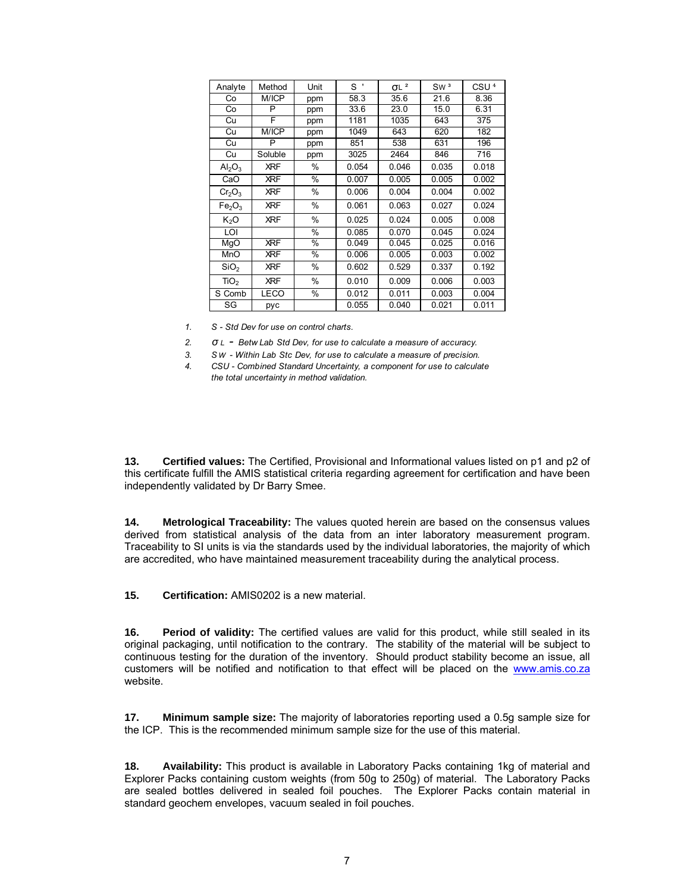| Analyte | Method | Unit | S [1] | σL [2] | Sw [3] | CSU [4] |
|---|---|---|---|---|---|---|
| Co | M/ICP | ppm | 58.3 | 35.6 | 21.6 | 8.36 |
| Co | P | ppm | 33.6 | 23.0 | 15.0 | 6.31 |
| Cu | F | ppm | 1181 | 1035 | 643 | 375 |
| Cu | M/ICP | ppm | 1049 | 643 | 620 | 182 |
| Cu | P | ppm | 851 | 538 | 631 | 196 |
| Cu | Soluble | ppm | 3025 | 2464 | 846 | 716 |
| $Al_2O_3$ | XRF | % | 0.054 | 0.046 | 0.035 | 0.018 |
| CaO | XRF | % | 0.007 | 0.005 | 0.005 | 0.002 |
| $Cr_2O_3$ | XRF | % | 0.006 | 0.004 | 0.004 | 0.002 |
| $Fe_2O_3$ | XRF | % | 0.061 | 0.063 | 0.027 | 0.024 |
| $K_2O$ | XRF | % | 0.025 | 0.024 | 0.005 | 0.008 |
| LOI | | % | 0.085 | 0.070 | 0.045 | 0.024 |
| MgO | XRF | % | 0.049 | 0.045 | 0.025 | 0.016 |
| MnO | XRF | % | 0.006 | 0.005 | 0.003 | 0.002 |
| $SiO_2$ | XRF | % | 0.602 | 0.529 | 0.337 | 0.192 |
| $TiO_2$ | XRF | % | 0.010 | 0.009 | 0.006 | 0.003 |
| S Comb | LECO | % | 0.012 | 0.011 | 0.003 | 0.004 |
| SG | pyc | | 0.055 | 0.040 | 0.021 | 0.011 |

1. *S - Std Dev for use on control charts.*
2. *σL - Betw Lab Std Dev, for use to calculate a measure of accuracy.*
3. *SW - Within Lab Stc Dev, for use to calculate a measure of precision.*
4. *CSU - Combined Standard Uncertainty, a component for use to calculate the total uncertainty in method validation.*

**13. Certified values:** The Certified, Provisional and Informational values listed on p1 and p2 of this certificate fulfill the AMIS statistical criteria regarding agreement for certification and have been independently validated by Dr Barry Smee.

**14. Metrological Traceability:** The values quoted herein are based on the consensus values derived from statistical analysis of the data from an inter laboratory measurement program. Traceability to SI units is via the standards used by the individual laboratories, the majority of which are accredited, who have maintained measurement traceability during the analytical process.

**15. Certification:** AMIS0202 is a new material.

**16. Period of validity:** The certified values are valid for this product, while still sealed in its original packaging, until notification to the contrary. The stability of the material will be subject to continuous testing for the duration of the inventory. Should product stability become an issue, all customers will be notified and notification to that effect will be placed on the www.amis.co.za website.

**17. Minimum sample size:** The majority of laboratories reporting used a 0.5g sample size for the ICP. This is the recommended minimum sample size for the use of this material.

**18. Availability:** This product is available in Laboratory Packs containing 1kg of material and Explorer Packs containing custom weights (from 50g to 250g) of material. The Laboratory Packs are sealed bottles delivered in sealed foil pouches. The Explorer Packs contain material in standard geochem envelopes, vacuum sealed in foil pouches.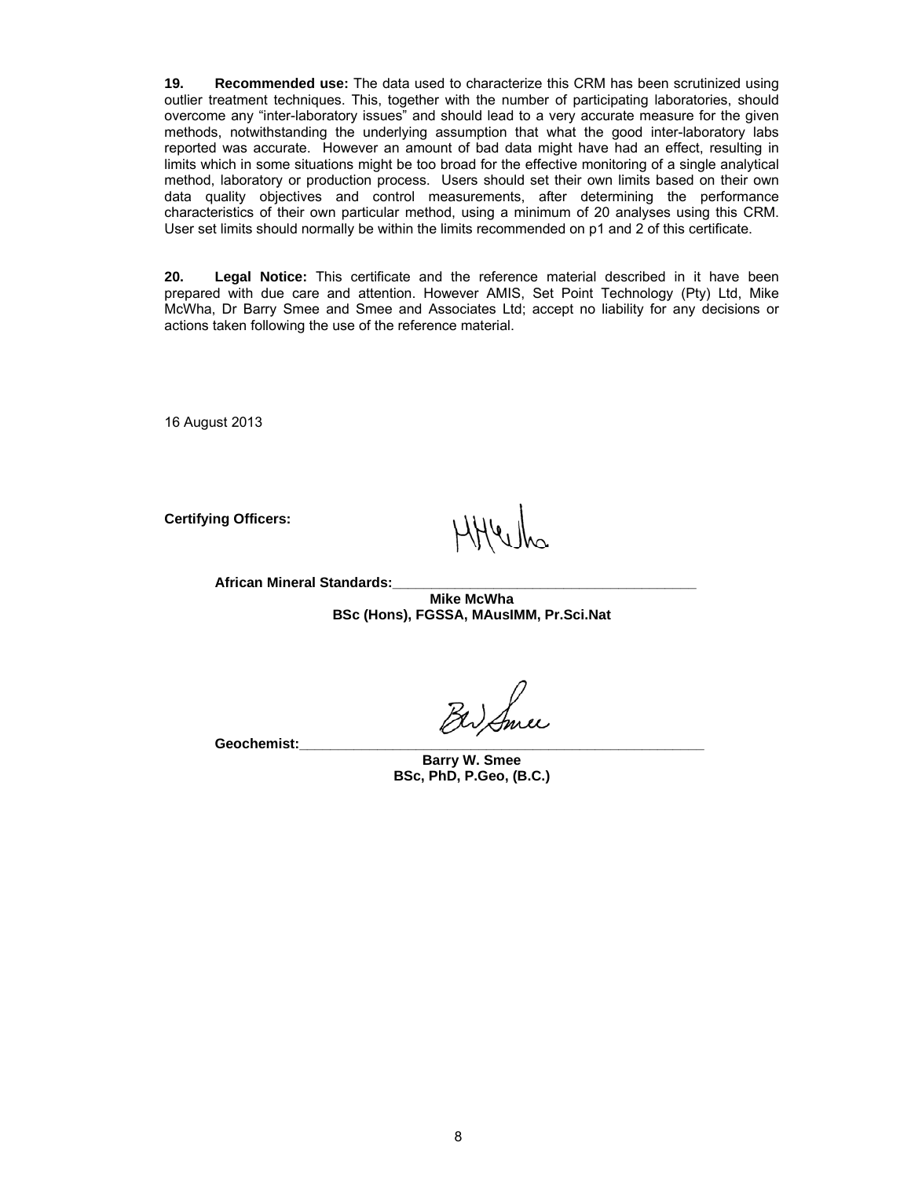**19. Recommended use:** The data used to characterize this CRM has been scrutinized using outlier treatment techniques. This, together with the number of participating laboratories, should overcome any "inter-laboratory issues" and should lead to a very accurate measure for the given methods, notwithstanding the underlying assumption that what the good inter-laboratory labs reported was accurate. However an amount of bad data might have had an effect, resulting in limits which in some situations might be too broad for the effective monitoring of a single analytical method, laboratory or production process. Users should set their own limits based on their own data quality objectives and control measurements, after determining the performance characteristics of their own particular method, using a minimum of 20 analyses using this CRM. User set limits should normally be within the limits recommended on p1 and 2 of this certificate.

**20. Legal Notice:** This certificate and the reference material described in it have been prepared with due care and attention. However AMIS, Set Point Technology (Pty) Ltd, Mike McWha, Dr Barry Smee and Smee and Associates Ltd; accept no liability for any decisions or actions taken following the use of the reference material.

16 August 2013

**Certifying Officers:**

**African Mineral Standards:**\_\_\_\_\_\_\_\_\_\_\_\_\_\_\_\_\_\_\_\_\_\_\_\_\_\_\_\_\_\_\_\_\_\_\_\_\_\_\_\_

**Mike McWha**
**BSc (Hons), FGSSA, MAusIMM, Pr.Sci.Nat**

**Geochemist:**\_\_\_\_\_\_\_\_\_\_\_\_\_\_\_\_\_\_\_\_\_\_\_\_\_\_\_\_\_\_\_\_\_\_\_\_\_\_\_\_\_\_\_\_\_\_\_\_\_\_\_\_

**Barry W. Smee**
**BSc, PhD, P.Geo, (B.C.)**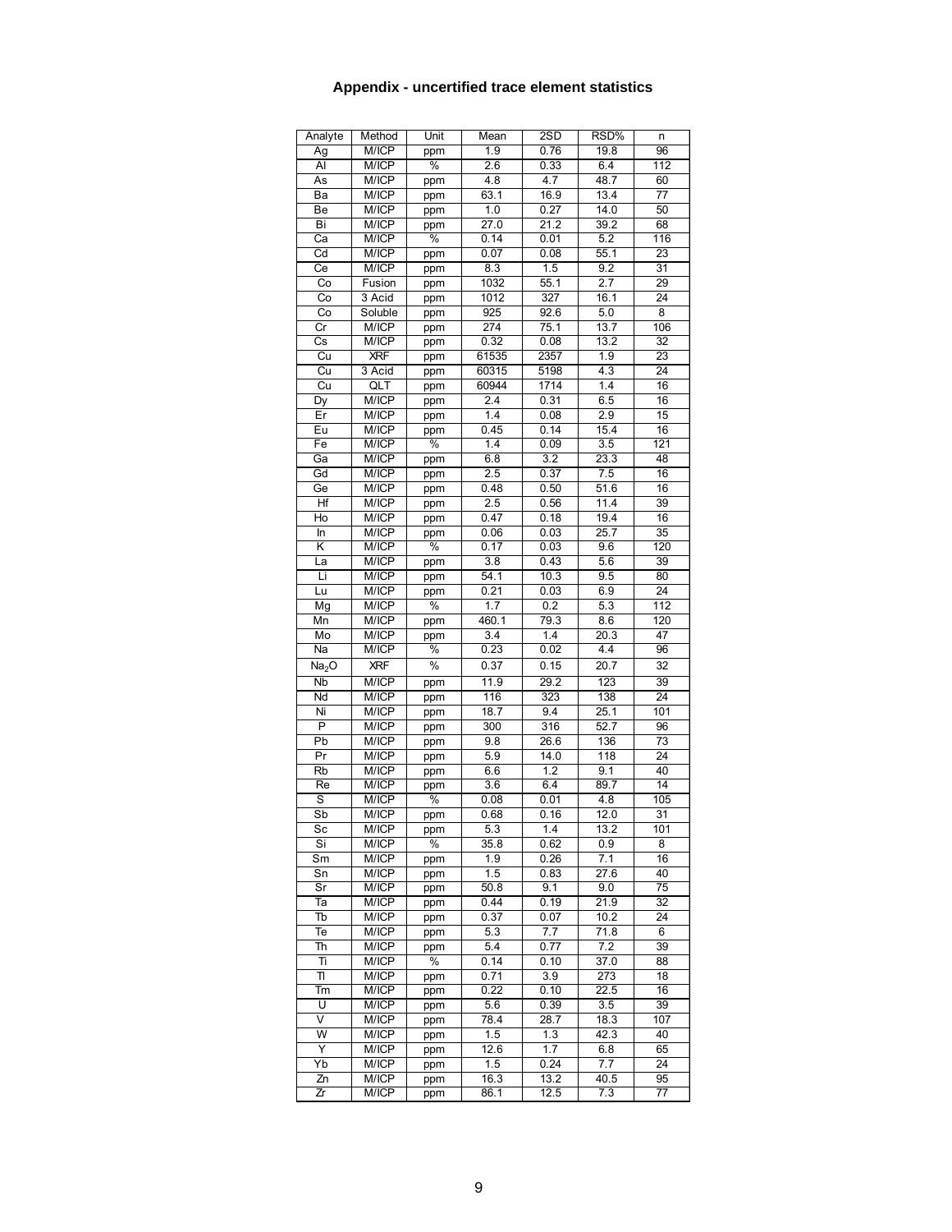### Appendix - uncertified trace element statistics

| Analyte | Method | Unit | Mean | 2SD | RSD% | n |
|---|---|---|---|---|---|---|
| Ag | M/ICP | ppm | 1.9 | 0.76 | 19.8 | 96 |
| Al | M/ICP | % | 2.6 | 0.33 | 6.4 | 112 |
| As | M/ICP | ppm | 4.8 | 4.7 | 48.7 | 60 |
| Ba | M/ICP | ppm | 63.1 | 16.9 | 13.4 | 77 |
| Be | M/ICP | ppm | 1.0 | 0.27 | 14.0 | 50 |
| Bi | M/ICP | ppm | 27.0 | 21.2 | 39.2 | 68 |
| Ca | M/ICP | % | 0.14 | 0.01 | 5.2 | 116 |
| Cd | M/ICP | ppm | 0.07 | 0.08 | 55.1 | 23 |
| Ce | M/ICP | ppm | 8.3 | 1.5 | 9.2 | 31 |
| Co | Fusion | ppm | 1032 | 55.1 | 2.7 | 29 |
| Co | 3 Acid | ppm | 1012 | 327 | 16.1 | 24 |
| Co | Soluble | ppm | 925 | 92.6 | 5.0 | 8 |
| Cr | M/ICP | ppm | 274 | 75.1 | 13.7 | 106 |
| Cs | M/ICP | ppm | 0.32 | 0.08 | 13.2 | 32 |
| Cu | XRF | ppm | 61535 | 2357 | 1.9 | 23 |
| Cu | 3 Acid | ppm | 60315 | 5198 | 4.3 | 24 |
| Cu | QLT | ppm | 60944 | 1714 | 1.4 | 16 |
| Dy | M/ICP | ppm | 2.4 | 0.31 | 6.5 | 16 |
| Er | M/ICP | ppm | 1.4 | 0.08 | 2.9 | 15 |
| Eu | M/ICP | ppm | 0.45 | 0.14 | 15.4 | 16 |
| Fe | M/ICP | % | 1.4 | 0.09 | 3.5 | 121 |
| Ga | M/ICP | ppm | 6.8 | 3.2 | 23.3 | 48 |
| Gd | M/ICP | ppm | 2.5 | 0.37 | 7.5 | 16 |
| Ge | M/ICP | ppm | 0.48 | 0.50 | 51.6 | 16 |
| Hf | M/ICP | ppm | 2.5 | 0.56 | 11.4 | 39 |
| Ho | M/ICP | ppm | 0.47 | 0.18 | 19.4 | 16 |
| In | M/ICP | ppm | 0.06 | 0.03 | 25.7 | 35 |
| K | M/ICP | % | 0.17 | 0.03 | 9.6 | 120 |
| La | M/ICP | ppm | 3.8 | 0.43 | 5.6 | 39 |
| Li | M/ICP | ppm | 54.1 | 10.3 | 9.5 | 80 |
| Lu | M/ICP | ppm | 0.21 | 0.03 | 6.9 | 24 |
| Mg | M/ICP | % | 1.7 | 0.2 | 5.3 | 112 |
| Mn | M/ICP | ppm | 460.1 | 79.3 | 8.6 | 120 |
| Mo | M/ICP | ppm | 3.4 | 1.4 | 20.3 | 47 |
| Na | M/ICP | % | 0.23 | 0.02 | 4.4 | 96 |
| $Na_2O$ | XRF | % | 0.37 | 0.15 | 20.7 | 32 |
| Nb | M/ICP | ppm | 11.9 | 29.2 | 123 | 39 |
| Nd | M/ICP | ppm | 116 | 323 | 138 | 24 |
| Ni | M/ICP | ppm | 18.7 | 9.4 | 25.1 | 101 |
| P | M/ICP | ppm | 300 | 316 | 52.7 | 96 |
| Pb | M/ICP | ppm | 9.8 | 26.6 | 136 | 73 |
| Pr | M/ICP | ppm | 5.9 | 14.0 | 118 | 24 |
| Rb | M/ICP | ppm | 6.6 | 1.2 | 9.1 | 40 |
| Re | M/ICP | ppm | 3.6 | 6.4 | 89.7 | 14 |
| S | M/ICP | % | 0.08 | 0.01 | 4.8 | 105 |
| Sb | M/ICP | ppm | 0.68 | 0.16 | 12.0 | 31 |
| Sc | M/ICP | ppm | 5.3 | 1.4 | 13.2 | 101 |
| Si | M/ICP | % | 35.8 | 0.62 | 0.9 | 8 |
| Sm | M/ICP | ppm | 1.9 | 0.26 | 7.1 | 16 |
| Sn | M/ICP | ppm | 1.5 | 0.83 | 27.6 | 40 |
| Sr | M/ICP | ppm | 50.8 | 9.1 | 9.0 | 75 |
| Ta | M/ICP | ppm | 0.44 | 0.19 | 21.9 | 32 |
| Tb | M/ICP | ppm | 0.37 | 0.07 | 10.2 | 24 |
| Te | M/ICP | ppm | 5.3 | 7.7 | 71.8 | 6 |
| Th | M/ICP | ppm | 5.4 | 0.77 | 7.2 | 39 |
| Ti | M/ICP | % | 0.14 | 0.10 | 37.0 | 88 |
| Tl | M/ICP | ppm | 0.71 | 3.9 | 273 | 18 |
| Tm | M/ICP | ppm | 0.22 | 0.10 | 22.5 | 16 |
| U | M/ICP | ppm | 5.6 | 0.39 | 3.5 | 39 |
| V | M/ICP | ppm | 78.4 | 28.7 | 18.3 | 107 |
| W | M/ICP | ppm | 1.5 | 1.3 | 42.3 | 40 |
| Y | M/ICP | ppm | 12.6 | 1.7 | 6.8 | 65 |
| Yb | M/ICP | ppm | 1.5 | 0.24 | 7.7 | 24 |
| Zn | M/ICP | ppm | 16.3 | 13.2 | 40.5 | 95 |
| Zr | M/ICP | ppm | 86.1 | 12.5 | 7.3 | 77 |